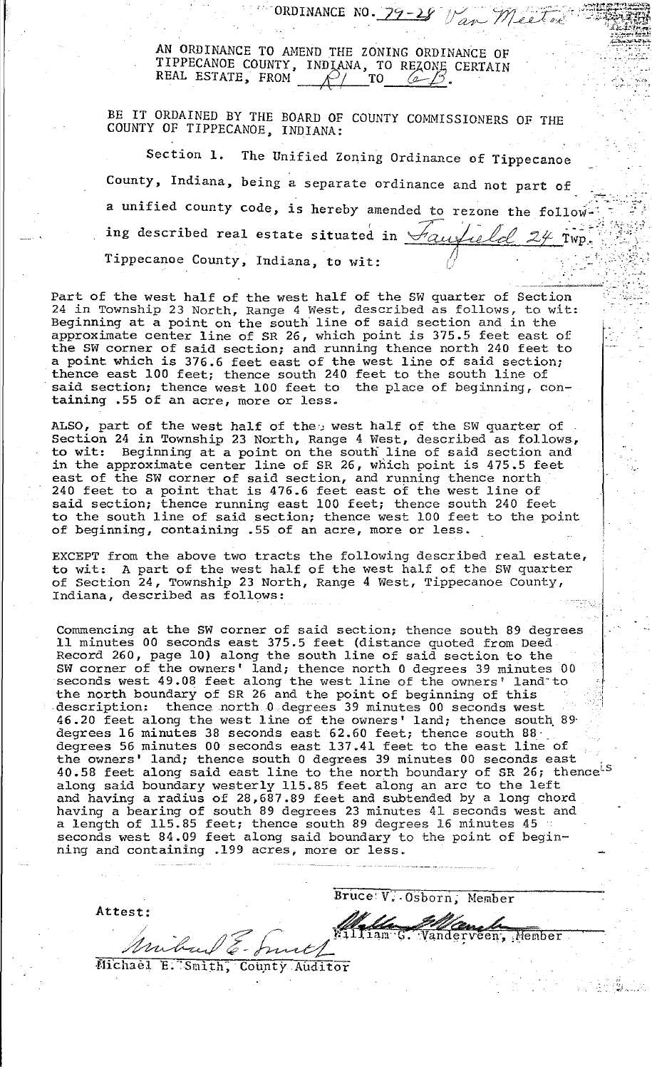ORDINANCE NO. 79-28 Van Meeter

AN ORDINANCE TO AMEND THE ZONING ORDINANCE OF TIPPECANOE COUNTY, INDIANA, TO REZONE CERTAIN REAL ESTATE, FROM R1 TO GB.

BE IT ORDAINED BY THE BOARD OF COUNTY COMMISSIONERS OF THE COUNTY OF TIPPECANOE, INDIANA:

Section 1. The Unified Zoning Ordinance of Tippecanoe County, Indiana, being a separate ordinance and not part of a unified county code, is hereby amended to rezone the following described real estate situated in Fairfield 24 Twp. Tippecanoe County, Indiana, to wit:

Part of the west half of the west half of the SW quarter of Section 24 in Township 23 North, Range 4 West, described as follows, to wit: Beginning at a point on the south line of said section and in the approximate center line of SR 26, which point is 375.5 feet east of the SW corner of said section; and running thence north 240 feet to a point which is 376.6 feet east of the west line of said section; thence east 100 feet; thence south 240 feet to the south line of said section; thence west 100 feet to the place of beginning, containing .55 of an acre, more or less.

ALSO, part of the west half of the west half of the SW quarter of Section 24 in Township 23 North, Range 4 West, described as follows, to wit: Beginning at a point on the south line of said section and in the approximate center line of SR 26, which point is 475.5 feet east of the SW corner of said section, and running thence north 240 feet to a point that is 476.6 feet east of the west line of said section; thence running east 100 feet; thence south 240 feet to the south line of said section; thence west 100 feet to the point of beginning, containing .55 of an acre, more or less.

EXCEPT from the above two tracts the following described real estate, to wit: A part of the west half of the west half of the SW quarter of Section 24, Township 23 North, Range 4 West, Tippecanoe County, Indiana, described as follows:

Commencing at the SW corner of said section; thence south 89 degrees 11 minutes 00 seconds east 375.5 feet (distance quoted from Deed Record 260, page 10) along the south line of said section to the SW corner of the owners' land; thence north 0 degrees 39 minutes 00 seconds west 49.08 feet along the west line of the owners' land to the north boundary of SR 26 and the point of beginning of this description: thence north 0 degrees 39 minutes 00 seconds west 46.20 feet along the west line of the owners' land; thence south 89 degrees 16 minutes 38 seconds east 62.60 feet; thence south 88 degrees 56 minutes 00 seconds east 137.41 feet to the east line of the owners' land; thence south 0 degrees 39 minutes 00 seconds east 40.58 feet along said east line to the north boundary of SR 26; thence along said boundary westerly 115.85 feet along an arc to the left and having a radius of 28,687.89 feet and subtended by a long chord having a bearing of south 89 degrees 23 minutes 41 seconds west and a length of 115.85 feet; thence south 89 degrees 16 minutes 45 seconds west 84.09 feet along said boundary to the point of beginning and containing .199 acres, more or less.

Bruce V. Osborn, Member

William G. Vanderveen, Member

Attest:

Michael E. Smith, County Auditor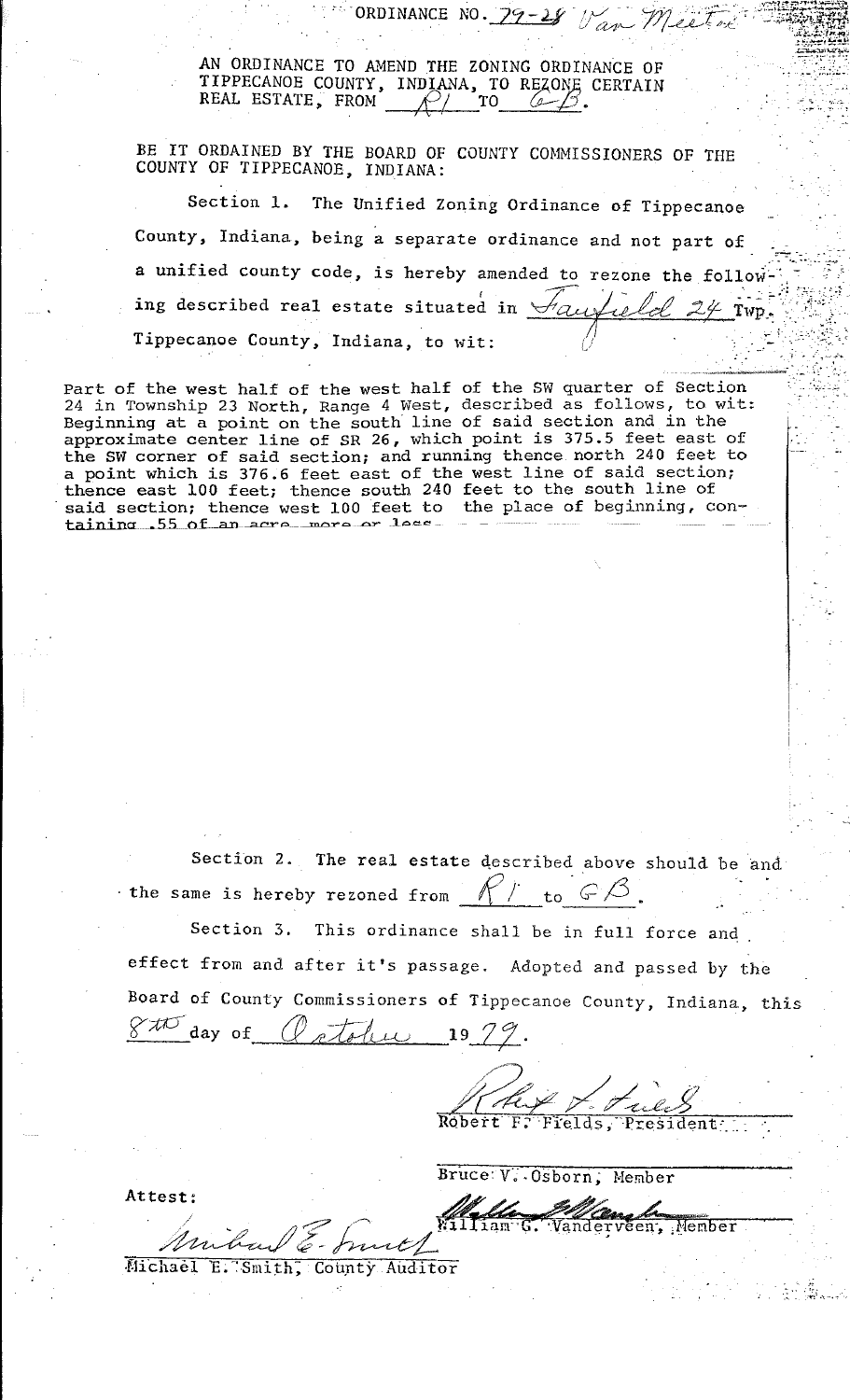ORDINANCE NO. 79-28 Van Meter

AN ORDINANCE TO AMEND THE ZONING ORDINANCE OF TIPPECANOE COUNTY, INDIANA, TO REZONE CERTAIN REAL ESTATE, FROM R1 TO GB.

BE IT ORDAINED BY THE BOARD OF COUNTY COMMISSIONERS OF THE COUNTY OF TIPPECANOE, INDIANA:

Section 1. The Unified Zoning Ordinance of Tippecanoe County, Indiana, being a separate ordinance and not part of a unified county code, is hereby amended to rezone the following described real estate situated in Fairfield 24 Twp. Tippecanoe County, Indiana, to wit:

Part of the west half of the west half of the SW quarter of Section 24 in Township 23 North, Range 4 West, described as follows, to wit: Beginning at a point on the south line of said section and in the approximate center line of SR 26, which point is 375.5 feet east of the SW corner of said section; and running thence north 240 feet to a point which is 376.6 feet east of the west line of said section; thence east 100 feet; thence south 240 feet to the south line of said section; thence west 100 feet to the place of beginning, containing .55 of an acre, more or less.

Section 2. The real estate described above should be and the same is hereby rezoned from R1 to GB.

Section 3. This ordinance shall be in full force and effect from and after it's passage. Adopted and passed by the Board of County Commissioners of Tippecanoe County, Indiana, this 8th day of October 1979.

Robert F. Fields, President

Bruce V. Osborn, Member

William G. Vanderveen, Member

Attest:

Michael E. Smith, County Auditor